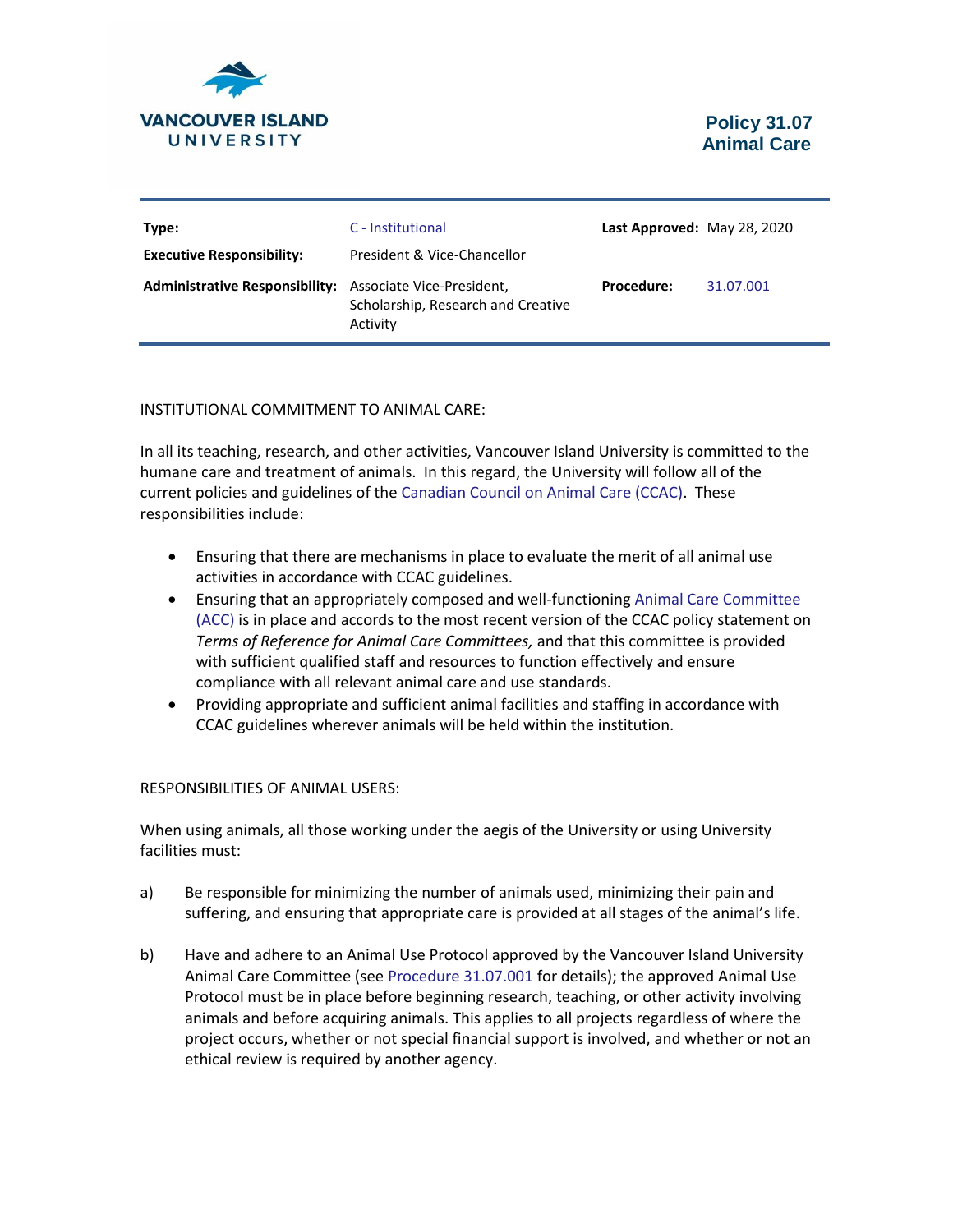VANCOUVER ISLAND UNIVERSITY

# Policy 31.07 Animal Care

| | | | |
|---|---|---|---|
| **Type:** | C - Institutional | **Last Approved:** | May 28, 2020 |
| **Executive Responsibility:** | President & Vice-Chancellor | | |
| **Administrative Responsibility:** | Associate Vice-President, Scholarship, Research and Creative Activity | **Procedure:** | 31.07.001 |

## INSTITUTIONAL COMMITMENT TO ANIMAL CARE:

In all its teaching, research, and other activities, Vancouver Island University is committed to the humane care and treatment of animals. In this regard, the University will follow all of the current policies and guidelines of the Canadian Council on Animal Care (CCAC). These responsibilities include:

- Ensuring that there are mechanisms in place to evaluate the merit of all animal use activities in accordance with CCAC guidelines.
- Ensuring that an appropriately composed and well-functioning Animal Care Committee (ACC) is in place and accords to the most recent version of the CCAC policy statement on *Terms of Reference for Animal Care Committees,* and that this committee is provided with sufficient qualified staff and resources to function effectively and ensure compliance with all relevant animal care and use standards.
- Providing appropriate and sufficient animal facilities and staffing in accordance with CCAC guidelines wherever animals will be held within the institution.

## RESPONSIBILITIES OF ANIMAL USERS:

When using animals, all those working under the aegis of the University or using University facilities must:

a) Be responsible for minimizing the number of animals used, minimizing their pain and suffering, and ensuring that appropriate care is provided at all stages of the animal's life.

b) Have and adhere to an Animal Use Protocol approved by the Vancouver Island University Animal Care Committee (see Procedure 31.07.001 for details); the approved Animal Use Protocol must be in place before beginning research, teaching, or other activity involving animals and before acquiring animals. This applies to all projects regardless of where the project occurs, whether or not special financial support is involved, and whether or not an ethical review is required by another agency.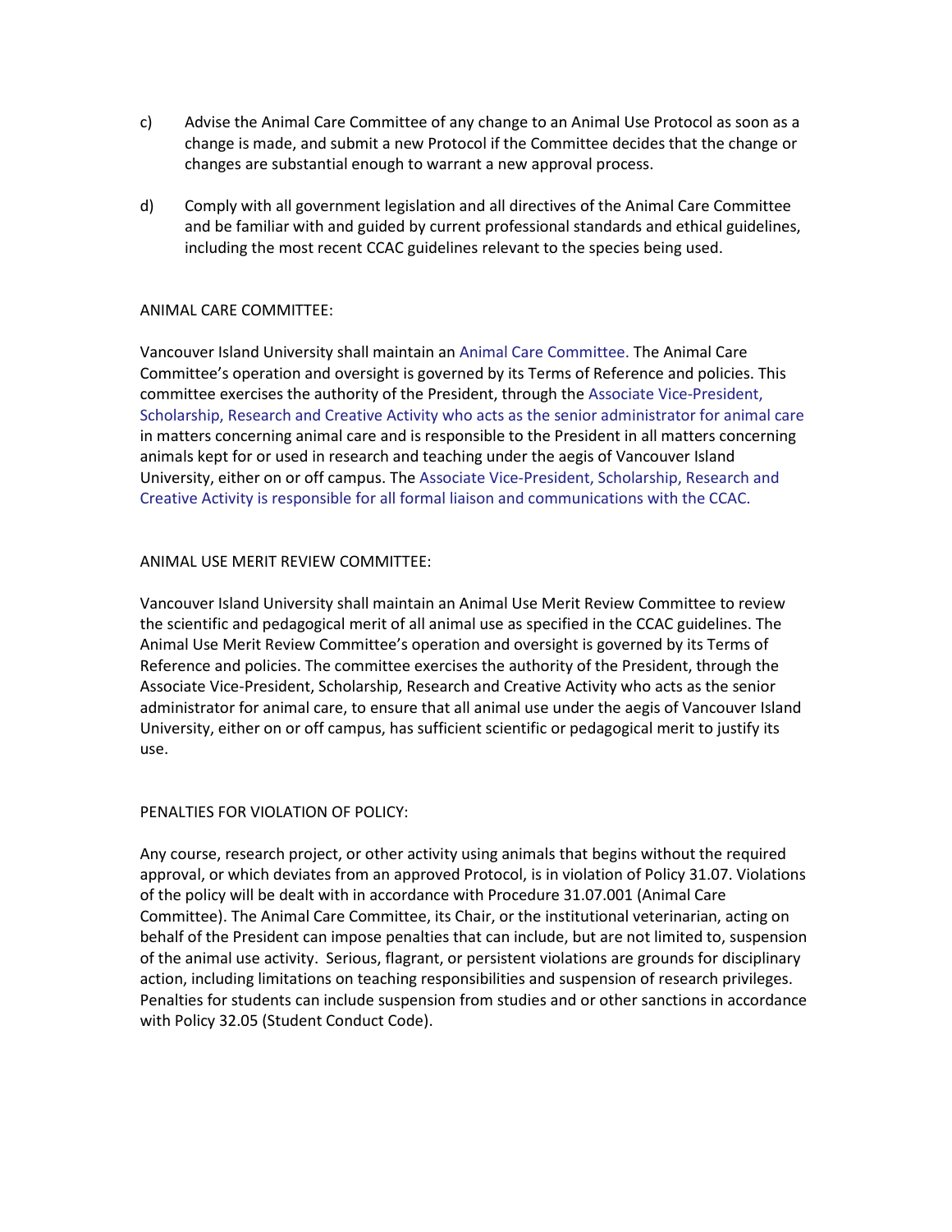c) Advise the Animal Care Committee of any change to an Animal Use Protocol as soon as a change is made, and submit a new Protocol if the Committee decides that the change or changes are substantial enough to warrant a new approval process.

d) Comply with all government legislation and all directives of the Animal Care Committee and be familiar with and guided by current professional standards and ethical guidelines, including the most recent CCAC guidelines relevant to the species being used.

ANIMAL CARE COMMITTEE:

Vancouver Island University shall maintain an Animal Care Committee. The Animal Care Committee's operation and oversight is governed by its Terms of Reference and policies. This committee exercises the authority of the President, through the Associate Vice-President, Scholarship, Research and Creative Activity who acts as the senior administrator for animal care in matters concerning animal care and is responsible to the President in all matters concerning animals kept for or used in research and teaching under the aegis of Vancouver Island University, either on or off campus. The Associate Vice-President, Scholarship, Research and Creative Activity is responsible for all formal liaison and communications with the CCAC.

ANIMAL USE MERIT REVIEW COMMITTEE:

Vancouver Island University shall maintain an Animal Use Merit Review Committee to review the scientific and pedagogical merit of all animal use as specified in the CCAC guidelines. The Animal Use Merit Review Committee's operation and oversight is governed by its Terms of Reference and policies. The committee exercises the authority of the President, through the Associate Vice-President, Scholarship, Research and Creative Activity who acts as the senior administrator for animal care, to ensure that all animal use under the aegis of Vancouver Island University, either on or off campus, has sufficient scientific or pedagogical merit to justify its use.

PENALTIES FOR VIOLATION OF POLICY:

Any course, research project, or other activity using animals that begins without the required approval, or which deviates from an approved Protocol, is in violation of Policy 31.07. Violations of the policy will be dealt with in accordance with Procedure 31.07.001 (Animal Care Committee). The Animal Care Committee, its Chair, or the institutional veterinarian, acting on behalf of the President can impose penalties that can include, but are not limited to, suspension of the animal use activity. Serious, flagrant, or persistent violations are grounds for disciplinary action, including limitations on teaching responsibilities and suspension of research privileges. Penalties for students can include suspension from studies and or other sanctions in accordance with Policy 32.05 (Student Conduct Code).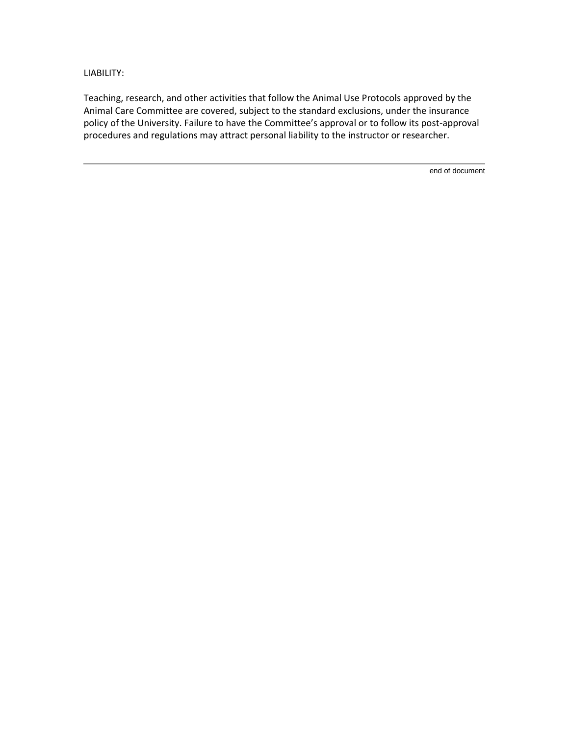LIABILITY:

Teaching, research, and other activities that follow the Animal Use Protocols approved by the Animal Care Committee are covered, subject to the standard exclusions, under the insurance policy of the University. Failure to have the Committee's approval or to follow its post-approval procedures and regulations may attract personal liability to the instructor or researcher.

---

end of document